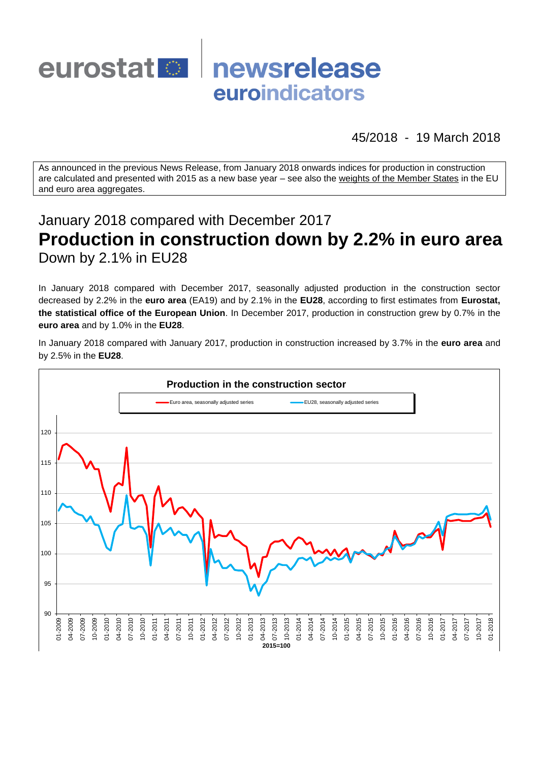# eurostat newsrelease euroindicators

45/2018 - 19 March 2018

As announced in the previous News Release, from January 2018 onwards indices for production in construction are calculated and presented with 2015 as a new base year – see also the weights of the Member States in the EU and euro area aggregates.

## January 2018 compared with December 2017
# Production in construction down by 2.2% in euro area
## Down by 2.1% in EU28

In January 2018 compared with December 2017, seasonally adjusted production in the construction sector decreased by 2.2% in the **euro area** (EA19) and by 2.1% in the **EU28**, according to first estimates from **Eurostat, the statistical office of the European Union**. In December 2017, production in construction grew by 0.7% in the **euro area** and by 1.0% in the **EU28**.

In January 2018 compared with January 2017, production in construction increased by 3.7% in the **euro area** and by 2.5% in the **EU28**.

**Production in the construction sector**

Euro area, seasonally adjusted series — EU28, seasonally adjusted series

2015=100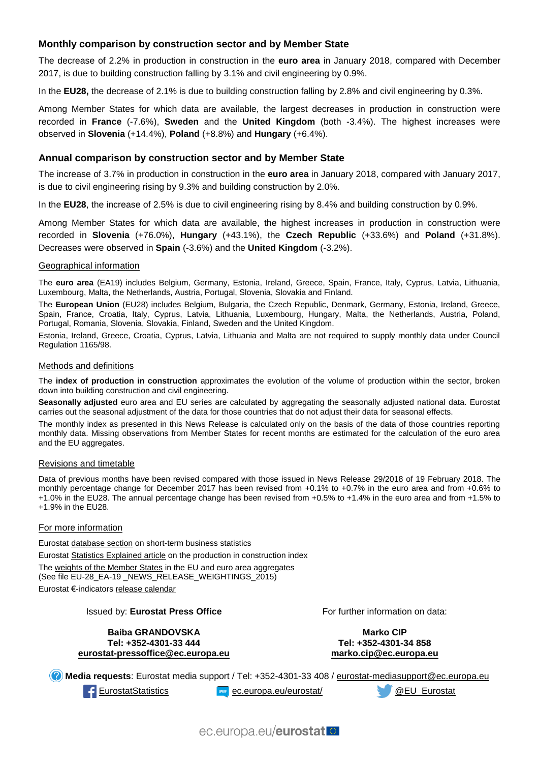## Monthly comparison by construction sector and by Member State

The decrease of 2.2% in production in construction in the **euro area** in January 2018, compared with December 2017, is due to building construction falling by 3.1% and civil engineering by 0.9%.

In the **EU28,** the decrease of 2.1% is due to building construction falling by 2.8% and civil engineering by 0.3%.

Among Member States for which data are available, the largest decreases in production in construction were recorded in **France** (-7.6%), **Sweden** and the **United Kingdom** (both -3.4%). The highest increases were observed in **Slovenia** (+14.4%), **Poland** (+8.8%) and **Hungary** (+6.4%).

## Annual comparison by construction sector and by Member State

The increase of 3.7% in production in construction in the **euro area** in January 2018, compared with January 2017, is due to civil engineering rising by 9.3% and building construction by 2.0%.

In the **EU28**, the increase of 2.5% is due to civil engineering rising by 8.4% and building construction by 0.9%.

Among Member States for which data are available, the highest increases in production in construction were recorded in **Slovenia** (+76.0%), **Hungary** (+43.1%), the **Czech Republic** (+33.6%) and **Poland** (+31.8%). Decreases were observed in **Spain** (-3.6%) and the **United Kingdom** (-3.2%).

### Geographical information

The **euro area** (EA19) includes Belgium, Germany, Estonia, Ireland, Greece, Spain, France, Italy, Cyprus, Latvia, Lithuania, Luxembourg, Malta, the Netherlands, Austria, Portugal, Slovenia, Slovakia and Finland.

The **European Union** (EU28) includes Belgium, Bulgaria, the Czech Republic, Denmark, Germany, Estonia, Ireland, Greece, Spain, France, Croatia, Italy, Cyprus, Latvia, Lithuania, Luxembourg, Hungary, Malta, the Netherlands, Austria, Poland, Portugal, Romania, Slovenia, Slovakia, Finland, Sweden and the United Kingdom.

Estonia, Ireland, Greece, Croatia, Cyprus, Latvia, Lithuania and Malta are not required to supply monthly data under Council Regulation 1165/98.

### Methods and definitions

The **index of production in construction** approximates the evolution of the volume of production within the sector, broken down into building construction and civil engineering.

**Seasonally adjusted** euro area and EU series are calculated by aggregating the seasonally adjusted national data. Eurostat carries out the seasonal adjustment of the data for those countries that do not adjust their data for seasonal effects.

The monthly index as presented in this News Release is calculated only on the basis of the data of those countries reporting monthly data. Missing observations from Member States for recent months are estimated for the calculation of the euro area and the EU aggregates.

### Revisions and timetable

Data of previous months have been revised compared with those issued in News Release 29/2018 of 19 February 2018. The monthly percentage change for December 2017 has been revised from +0.1% to +0.7% in the euro area and from +0.6% to +1.0% in the EU28. The annual percentage change has been revised from +0.5% to +1.4% in the euro area and from +1.5% to +1.9% in the EU28.

### For more information

Eurostat database section on short-term business statistics

Eurostat Statistics Explained article on the production in construction index

The weights of the Member States in the EU and euro area aggregates
(See file EU-28_EA-19 _NEWS_RELEASE_WEIGHTINGS_2015)

Eurostat €-indicators release calendar

Issued by: **Eurostat Press Office**

**Baiba GRANDOVSKA**
**Tel: +352-4301-33 444**
**eurostat-pressoffice@ec.europa.eu**

For further information on data:

**Marko CIP**
**Tel: +352-4301-34 858**
**marko.cip@ec.europa.eu**

**Media requests**: Eurostat media support / Tel: +352-4301-33 408 / eurostat-mediasupport@ec.europa.eu

EurostatStatistics | ec.europa.eu/eurostat/ | @EU_Eurostat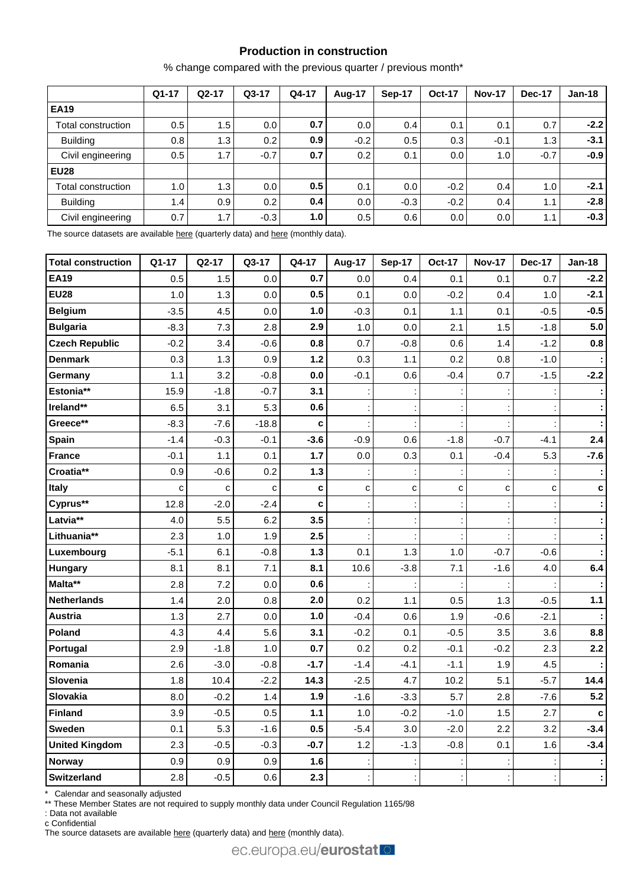## Production in construction

% change compared with the previous quarter / previous month*

| | Q1-17 | Q2-17 | Q3-17 | Q4-17 | Aug-17 | Sep-17 | Oct-17 | Nov-17 | Dec-17 | Jan-18 |
|---|---|---|---|---|---|---|---|---|---|---|
| **EA19** | | | | | | | | | | |
| Total construction | 0.5 | 1.5 | 0.0 | **0.7** | 0.0 | 0.4 | 0.1 | 0.1 | 0.7 | **-2.2** |
| Building | 0.8 | 1.3 | 0.2 | **0.9** | -0.2 | 0.5 | 0.3 | -0.1 | 1.3 | **-3.1** |
| Civil engineering | 0.5 | 1.7 | -0.7 | **0.7** | 0.2 | 0.1 | 0.0 | 1.0 | -0.7 | **-0.9** |
| **EU28** | | | | | | | | | | |
| Total construction | 1.0 | 1.3 | 0.0 | **0.5** | 0.1 | 0.0 | -0.2 | 0.4 | 1.0 | **-2.1** |
| Building | 1.4 | 0.9 | 0.2 | **0.4** | 0.0 | -0.3 | -0.2 | 0.4 | 1.1 | **-2.8** |
| Civil engineering | 0.7 | 1.7 | -0.3 | **1.0** | 0.5 | 0.6 | 0.0 | 0.0 | 1.1 | **-0.3** |

The source datasets are available here (quarterly data) and here (monthly data).

| **Total construction** | Q1-17 | Q2-17 | Q3-17 | Q4-17 | Aug-17 | Sep-17 | Oct-17 | Nov-17 | Dec-17 | Jan-18 |
|---|---|---|---|---|---|---|---|---|---|---|
| **EA19** | 0.5 | 1.5 | 0.0 | **0.7** | 0.0 | 0.4 | 0.1 | 0.1 | 0.7 | **-2.2** |
| **EU28** | 1.0 | 1.3 | 0.0 | **0.5** | 0.1 | 0.0 | -0.2 | 0.4 | 1.0 | **-2.1** |
| **Belgium** | -3.5 | 4.5 | 0.0 | **1.0** | -0.3 | 0.1 | 1.1 | 0.1 | -0.5 | **-0.5** |
| **Bulgaria** | -8.3 | 7.3 | 2.8 | **2.9** | 1.0 | 0.0 | 2.1 | 1.5 | -1.8 | **5.0** |
| **Czech Republic** | -0.2 | 3.4 | -0.6 | **0.8** | 0.7 | -0.8 | 0.6 | 1.4 | -1.2 | **0.8** |
| **Denmark** | 0.3 | 1.3 | 0.9 | **1.2** | 0.3 | 1.1 | 0.2 | 0.8 | -1.0 | **:** |
| **Germany** | 1.1 | 3.2 | -0.8 | **0.0** | -0.1 | 0.6 | -0.4 | 0.7 | -1.5 | **-2.2** |
| **Estonia**** | 15.9 | -1.8 | -0.7 | **3.1** | : | : | : | : | : | **:** |
| **Ireland**** | 6.5 | 3.1 | 5.3 | **0.6** | : | : | : | : | : | **:** |
| **Greece**** | -8.3 | -7.6 | -18.8 | **c** | : | : | : | : | : | **:** |
| **Spain** | -1.4 | -0.3 | -0.1 | **-3.6** | -0.9 | 0.6 | -1.8 | -0.7 | -4.1 | **2.4** |
| **France** | -0.1 | 1.1 | 0.1 | **1.7** | 0.0 | 0.3 | 0.1 | -0.4 | 5.3 | **-7.6** |
| **Croatia**** | 0.9 | -0.6 | 0.2 | **1.3** | : | : | : | : | : | **:** |
| **Italy** | c | c | c | **c** | c | c | c | c | c | **c** |
| **Cyprus**** | 12.8 | -2.0 | -2.4 | **c** | : | : | : | : | : | **:** |
| **Latvia**** | 4.0 | 5.5 | 6.2 | **3.5** | : | : | : | : | : | **:** |
| **Lithuania**** | 2.3 | 1.0 | 1.9 | **2.5** | : | : | : | : | : | **:** |
| **Luxembourg** | -5.1 | 6.1 | -0.8 | **1.3** | 0.1 | 1.3 | 1.0 | -0.7 | -0.6 | **:** |
| **Hungary** | 8.1 | 8.1 | 7.1 | **8.1** | 10.6 | -3.8 | 7.1 | -1.6 | 4.0 | **6.4** |
| **Malta**** | 2.8 | 7.2 | 0.0 | **0.6** | : | : | : | : | : | **:** |
| **Netherlands** | 1.4 | 2.0 | 0.8 | **2.0** | 0.2 | 1.1 | 0.5 | 1.3 | -0.5 | **1.1** |
| **Austria** | 1.3 | 2.7 | 0.0 | **1.0** | -0.4 | 0.6 | 1.9 | -0.6 | -2.1 | **:** |
| **Poland** | 4.3 | 4.4 | 5.6 | **3.1** | -0.2 | 0.1 | -0.5 | 3.5 | 3.6 | **8.8** |
| **Portugal** | 2.9 | -1.8 | 1.0 | **0.7** | 0.2 | 0.2 | -0.1 | -0.2 | 2.3 | **2.2** |
| **Romania** | 2.6 | -3.0 | -0.8 | **-1.7** | -1.4 | -4.1 | -1.1 | 1.9 | 4.5 | **:** |
| **Slovenia** | 1.8 | 10.4 | -2.2 | **14.3** | -2.5 | 4.7 | 10.2 | 5.1 | -5.7 | **14.4** |
| **Slovakia** | 8.0 | -0.2 | 1.4 | **1.9** | -1.6 | -3.3 | 5.7 | 2.8 | -7.6 | **5.2** |
| **Finland** | 3.9 | -0.5 | 0.5 | **1.1** | 1.0 | -0.2 | -1.0 | 1.5 | 2.7 | **c** |
| **Sweden** | 0.1 | 5.3 | -1.6 | **0.5** | -5.4 | 3.0 | -2.0 | 2.2 | 3.2 | **-3.4** |
| **United Kingdom** | 2.3 | -0.5 | -0.3 | **-0.7** | 1.2 | -1.3 | -0.8 | 0.1 | 1.6 | **-3.4** |
| **Norway** | 0.9 | 0.9 | 0.9 | **1.6** | : | : | : | : | : | **:** |
| **Switzerland** | 2.8 | -0.5 | 0.6 | **2.3** | : | : | : | : | : | **:** |

\* Calendar and seasonally adjusted
** These Member States are not required to supply monthly data under Council Regulation 1165/98
: Data not available
c Confidential
The source datasets are available here (quarterly data) and here (monthly data).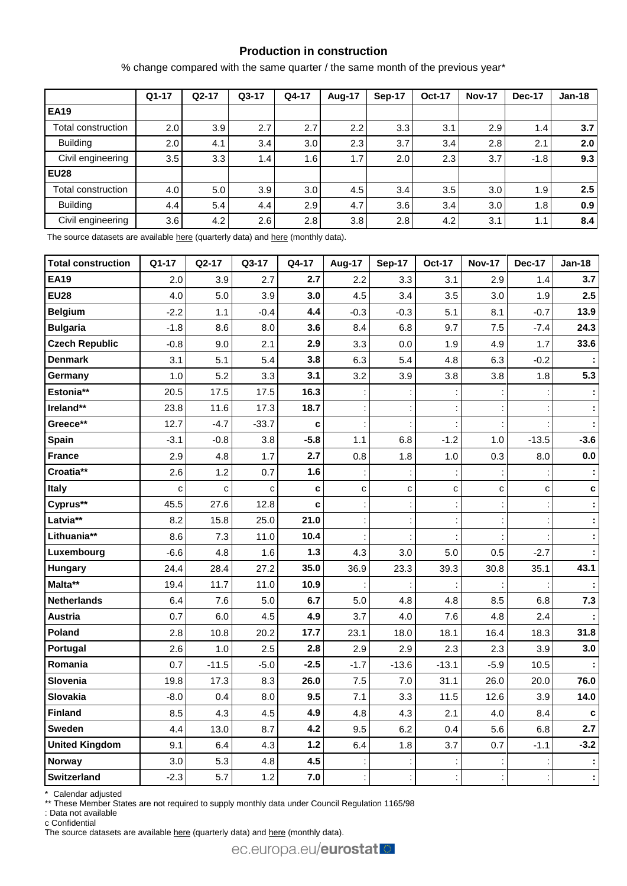## Production in construction

% change compared with the same quarter / the same month of the previous year*

| | Q1-17 | Q2-17 | Q3-17 | Q4-17 | Aug-17 | Sep-17 | Oct-17 | Nov-17 | Dec-17 | Jan-18 |
|---|---|---|---|---|---|---|---|---|---|---|
| **EA19** | | | | | | | | | | |
| Total construction | 2.0 | 3.9 | 2.7 | 2.7 | 2.2 | 3.3 | 3.1 | 2.9 | 1.4 | **3.7** |
| Building | 2.0 | 4.1 | 3.4 | 3.0 | 2.3 | 3.7 | 3.4 | 2.8 | 2.1 | **2.0** |
| Civil engineering | 3.5 | 3.3 | 1.4 | 1.6 | 1.7 | 2.0 | 2.3 | 3.7 | -1.8 | **9.3** |
| **EU28** | | | | | | | | | | |
| Total construction | 4.0 | 5.0 | 3.9 | 3.0 | 4.5 | 3.4 | 3.5 | 3.0 | 1.9 | **2.5** |
| Building | 4.4 | 5.4 | 4.4 | 2.9 | 4.7 | 3.6 | 3.4 | 3.0 | 1.8 | **0.9** |
| Civil engineering | 3.6 | 4.2 | 2.6 | 2.8 | 3.8 | 2.8 | 4.2 | 3.1 | 1.1 | **8.4** |

The source datasets are available here (quarterly data) and here (monthly data).

| Total construction | Q1-17 | Q2-17 | Q3-17 | Q4-17 | Aug-17 | Sep-17 | Oct-17 | Nov-17 | Dec-17 | Jan-18 |
|---|---|---|---|---|---|---|---|---|---|---|
| **EA19** | 2.0 | 3.9 | 2.7 | **2.7** | 2.2 | 3.3 | 3.1 | 2.9 | 1.4 | **3.7** |
| **EU28** | 4.0 | 5.0 | 3.9 | **3.0** | 4.5 | 3.4 | 3.5 | 3.0 | 1.9 | **2.5** |
| **Belgium** | -2.2 | 1.1 | -0.4 | **4.4** | -0.3 | -0.3 | 5.1 | 8.1 | -0.7 | **13.9** |
| **Bulgaria** | -1.8 | 8.6 | 8.0 | **3.6** | 8.4 | 6.8 | 9.7 | 7.5 | -7.4 | **24.3** |
| **Czech Republic** | -0.8 | 9.0 | 2.1 | **2.9** | 3.3 | 0.0 | 1.9 | 4.9 | 1.7 | **33.6** |
| **Denmark** | 3.1 | 5.1 | 5.4 | **3.8** | 6.3 | 5.4 | 4.8 | 6.3 | -0.2 | **:** |
| **Germany** | 1.0 | 5.2 | 3.3 | **3.1** | 3.2 | 3.9 | 3.8 | 3.8 | 1.8 | **5.3** |
| **Estonia**** | 20.5 | 17.5 | 17.5 | **16.3** | : | : | : | : | : | **:** |
| **Ireland**** | 23.8 | 11.6 | 17.3 | **18.7** | : | : | : | : | : | **:** |
| **Greece**** | 12.7 | -4.7 | -33.7 | **c** | : | : | : | : | : | **:** |
| **Spain** | -3.1 | -0.8 | 3.8 | **-5.8** | 1.1 | 6.8 | -1.2 | 1.0 | -13.5 | **-3.6** |
| **France** | 2.9 | 4.8 | 1.7 | **2.7** | 0.8 | 1.8 | 1.0 | 0.3 | 8.0 | **0.0** |
| **Croatia**** | 2.6 | 1.2 | 0.7 | **1.6** | : | : | : | : | : | **:** |
| **Italy** | c | c | c | **c** | c | c | c | c | c | **c** |
| **Cyprus**** | 45.5 | 27.6 | 12.8 | **c** | : | : | : | : | : | **:** |
| **Latvia**** | 8.2 | 15.8 | 25.0 | **21.0** | : | : | : | : | : | **:** |
| **Lithuania**** | 8.6 | 7.3 | 11.0 | **10.4** | : | : | : | : | : | **:** |
| **Luxembourg** | -6.6 | 4.8 | 1.6 | **1.3** | 4.3 | 3.0 | 5.0 | 0.5 | -2.7 | **:** |
| **Hungary** | 24.4 | 28.4 | 27.2 | **35.0** | 36.9 | 23.3 | 39.3 | 30.8 | 35.1 | **43.1** |
| **Malta**** | 19.4 | 11.7 | 11.0 | **10.9** | : | : | : | : | : | **:** |
| **Netherlands** | 6.4 | 7.6 | 5.0 | **6.7** | 5.0 | 4.8 | 4.8 | 8.5 | 6.8 | **7.3** |
| **Austria** | 0.7 | 6.0 | 4.5 | **4.9** | 3.7 | 4.0 | 7.6 | 4.8 | 2.4 | **:** |
| **Poland** | 2.8 | 10.8 | 20.2 | **17.7** | 23.1 | 18.0 | 18.1 | 16.4 | 18.3 | **31.8** |
| **Portugal** | 2.6 | 1.0 | 2.5 | **2.8** | 2.9 | 2.9 | 2.3 | 2.3 | 3.9 | **3.0** |
| **Romania** | 0.7 | -11.5 | -5.0 | **-2.5** | -1.7 | -13.6 | -13.1 | -5.9 | 10.5 | **:** |
| **Slovenia** | 19.8 | 17.3 | 8.3 | **26.0** | 7.5 | 7.0 | 31.1 | 26.0 | 20.0 | **76.0** |
| **Slovakia** | -8.0 | 0.4 | 8.0 | **9.5** | 7.1 | 3.3 | 11.5 | 12.6 | 3.9 | **14.0** |
| **Finland** | 8.5 | 4.3 | 4.5 | **4.9** | 4.8 | 4.3 | 2.1 | 4.0 | 8.4 | **c** |
| **Sweden** | 4.4 | 13.0 | 8.7 | **4.2** | 9.5 | 6.2 | 0.4 | 5.6 | 6.8 | **2.7** |
| **United Kingdom** | 9.1 | 6.4 | 4.3 | **1.2** | 6.4 | 1.8 | 3.7 | 0.7 | -1.1 | **-3.2** |
| **Norway** | 3.0 | 5.3 | 4.8 | **4.5** | : | : | : | : | : | **:** |
| **Switzerland** | -2.3 | 5.7 | 1.2 | **7.0** | : | : | : | : | : | **:** |

\* Calendar adjusted

** These Member States are not required to supply monthly data under Council Regulation 1165/98

: Data not available

c Confidential

The source datasets are available here (quarterly data) and here (monthly data).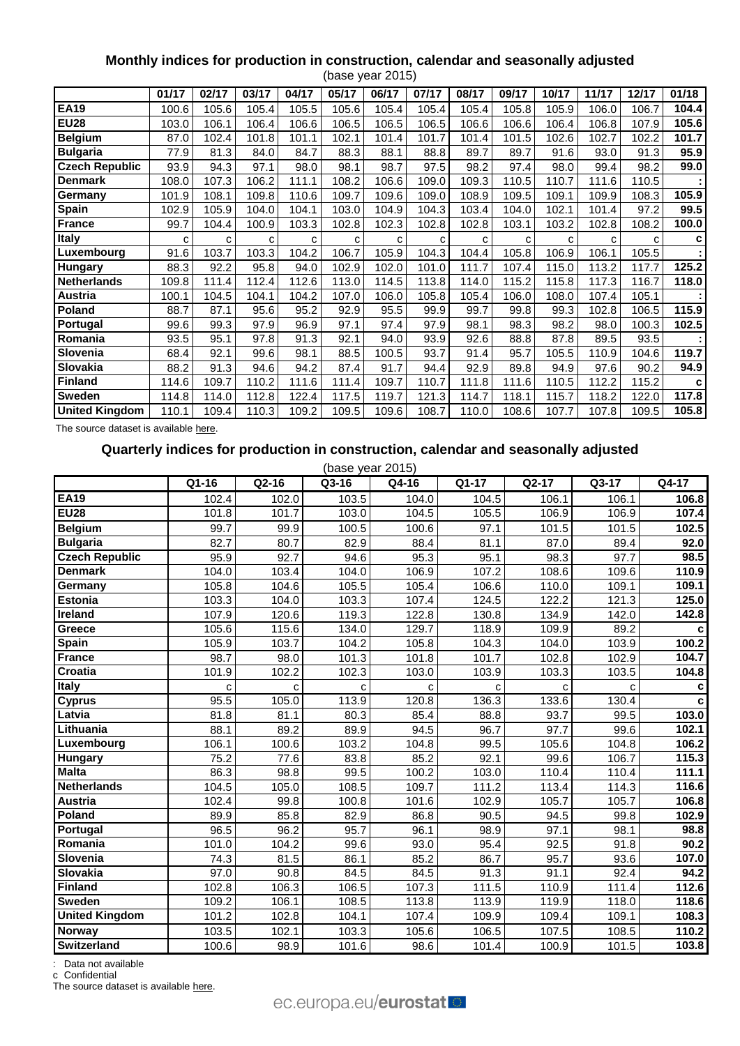## Monthly indices for production in construction, calendar and seasonally adjusted

(base year 2015)

| | 01/17 | 02/17 | 03/17 | 04/17 | 05/17 | 06/17 | 07/17 | 08/17 | 09/17 | 10/17 | 11/17 | 12/17 | 01/18 |
|---|---|---|---|---|---|---|---|---|---|---|---|---|---|
| **EA19** | 100.6 | 105.6 | 105.4 | 105.5 | 105.6 | 105.4 | 105.4 | 105.4 | 105.8 | 105.9 | 106.0 | 106.7 | **104.4** |
| **EU28** | 103.0 | 106.1 | 106.4 | 106.6 | 106.5 | 106.5 | 106.5 | 106.6 | 106.6 | 106.4 | 106.8 | 107.9 | **105.6** |
| **Belgium** | 87.0 | 102.4 | 101.8 | 101.1 | 102.1 | 101.4 | 101.7 | 101.4 | 101.5 | 102.6 | 102.7 | 102.2 | **101.7** |
| **Bulgaria** | 77.9 | 81.3 | 84.0 | 84.7 | 88.3 | 88.1 | 88.8 | 89.7 | 89.7 | 91.6 | 93.0 | 91.3 | **95.9** |
| **Czech Republic** | 93.9 | 94.3 | 97.1 | 98.0 | 98.1 | 98.7 | 97.5 | 98.2 | 97.4 | 98.0 | 99.4 | 98.2 | **99.0** |
| **Denmark** | 108.0 | 107.3 | 106.2 | 111.1 | 108.2 | 106.6 | 109.0 | 109.3 | 110.5 | 110.7 | 111.6 | 110.5 | **:** |
| **Germany** | 101.9 | 108.1 | 109.8 | 110.6 | 109.7 | 109.6 | 109.0 | 108.9 | 109.5 | 109.1 | 109.9 | 108.3 | **105.9** |
| **Spain** | 102.9 | 105.9 | 104.0 | 104.1 | 103.0 | 104.9 | 104.3 | 103.4 | 104.0 | 102.1 | 101.4 | 97.2 | **99.5** |
| **France** | 99.7 | 104.4 | 100.9 | 103.3 | 102.8 | 102.3 | 102.8 | 102.8 | 103.1 | 103.2 | 102.8 | 108.2 | **100.0** |
| **Italy** | c | c | c | c | c | c | c | c | c | c | c | c | **c** |
| **Luxembourg** | 91.6 | 103.7 | 103.3 | 104.2 | 106.7 | 105.9 | 104.3 | 104.4 | 105.8 | 106.9 | 106.1 | 105.5 | **:** |
| **Hungary** | 88.3 | 92.2 | 95.8 | 94.0 | 102.9 | 102.0 | 101.0 | 111.7 | 107.4 | 115.0 | 113.2 | 117.7 | **125.2** |
| **Netherlands** | 109.8 | 111.4 | 112.4 | 112.6 | 113.0 | 114.5 | 113.8 | 114.0 | 115.2 | 115.8 | 117.3 | 116.7 | **118.0** |
| **Austria** | 100.1 | 104.5 | 104.1 | 104.2 | 107.0 | 106.0 | 105.8 | 105.4 | 106.0 | 108.0 | 107.4 | 105.1 | **:** |
| **Poland** | 88.7 | 87.1 | 95.6 | 95.2 | 92.9 | 95.5 | 99.9 | 99.7 | 99.8 | 99.3 | 102.8 | 106.5 | **115.9** |
| **Portugal** | 99.6 | 99.3 | 97.9 | 96.9 | 97.1 | 97.4 | 97.9 | 98.1 | 98.3 | 98.2 | 98.0 | 100.3 | **102.5** |
| **Romania** | 93.5 | 95.1 | 97.8 | 91.3 | 92.1 | 94.0 | 93.9 | 92.6 | 88.8 | 87.8 | 89.5 | 93.5 | **:** |
| **Slovenia** | 68.4 | 92.1 | 99.6 | 98.1 | 88.5 | 100.5 | 93.7 | 91.4 | 95.7 | 105.5 | 110.9 | 104.6 | **119.7** |
| **Slovakia** | 88.2 | 91.3 | 94.6 | 94.2 | 87.4 | 91.7 | 94.4 | 92.9 | 89.8 | 94.9 | 97.6 | 90.2 | **94.9** |
| **Finland** | 114.6 | 109.7 | 110.2 | 111.6 | 111.4 | 109.7 | 110.7 | 111.8 | 111.6 | 110.5 | 112.2 | 115.2 | **c** |
| **Sweden** | 114.8 | 114.0 | 112.8 | 122.4 | 117.5 | 119.7 | 121.3 | 114.7 | 118.1 | 115.7 | 118.2 | 122.0 | **117.8** |
| **United Kingdom** | 110.1 | 109.4 | 110.3 | 109.2 | 109.5 | 109.6 | 108.7 | 110.0 | 108.6 | 107.7 | 107.8 | 109.5 | **105.8** |

The source dataset is available here.

## Quarterly indices for production in construction, calendar and seasonally adjusted

(base year 2015)

| | Q1-16 | Q2-16 | Q3-16 | Q4-16 | Q1-17 | Q2-17 | Q3-17 | Q4-17 |
|---|---|---|---|---|---|---|---|---|
| **EA19** | 102.4 | 102.0 | 103.5 | 104.0 | 104.5 | 106.1 | 106.1 | **106.8** |
| **EU28** | 101.8 | 101.7 | 103.0 | 104.5 | 105.5 | 106.9 | 106.9 | **107.4** |
| **Belgium** | 99.7 | 99.9 | 100.5 | 100.6 | 97.1 | 101.5 | 101.5 | **102.5** |
| **Bulgaria** | 82.7 | 80.7 | 82.9 | 88.4 | 81.1 | 87.0 | 89.4 | **92.0** |
| **Czech Republic** | 95.9 | 92.7 | 94.6 | 95.3 | 95.1 | 98.3 | 97.7 | **98.5** |
| **Denmark** | 104.0 | 103.4 | 104.0 | 106.9 | 107.2 | 108.6 | 109.6 | **110.9** |
| **Germany** | 105.8 | 104.6 | 105.5 | 105.4 | 106.6 | 110.0 | 109.1 | **109.1** |
| **Estonia** | 103.3 | 104.0 | 103.3 | 107.4 | 124.5 | 122.2 | 121.3 | **125.0** |
| **Ireland** | 107.9 | 120.6 | 119.3 | 122.8 | 130.8 | 134.9 | 142.0 | **142.8** |
| **Greece** | 105.6 | 115.6 | 134.0 | 129.7 | 118.9 | 109.9 | 89.2 | **c** |
| **Spain** | 105.9 | 103.7 | 104.2 | 105.8 | 104.3 | 104.0 | 103.9 | **100.2** |
| **France** | 98.7 | 98.0 | 101.3 | 101.8 | 101.7 | 102.8 | 102.9 | **104.7** |
| **Croatia** | 101.9 | 102.2 | 102.3 | 103.0 | 103.9 | 103.3 | 103.5 | **104.8** |
| **Italy** | c | c | c | c | c | c | c | **c** |
| **Cyprus** | 95.5 | 105.0 | 113.9 | 120.8 | 136.3 | 133.6 | 130.4 | **c** |
| **Latvia** | 81.8 | 81.1 | 80.3 | 85.4 | 88.8 | 93.7 | 99.5 | **103.0** |
| **Lithuania** | 88.1 | 89.2 | 89.9 | 94.5 | 96.7 | 97.7 | 99.6 | **102.1** |
| **Luxembourg** | 106.1 | 100.6 | 103.2 | 104.8 | 99.5 | 105.6 | 104.8 | **106.2** |
| **Hungary** | 75.2 | 77.6 | 83.8 | 85.2 | 92.1 | 99.6 | 106.7 | **115.3** |
| **Malta** | 86.3 | 98.8 | 99.5 | 100.2 | 103.0 | 110.4 | 110.4 | **111.1** |
| **Netherlands** | 104.5 | 105.0 | 108.5 | 109.7 | 111.2 | 113.4 | 114.3 | **116.6** |
| **Austria** | 102.4 | 99.8 | 100.8 | 101.6 | 102.9 | 105.7 | 105.7 | **106.8** |
| **Poland** | 89.9 | 85.8 | 82.9 | 86.8 | 90.5 | 94.5 | 99.8 | **102.9** |
| **Portugal** | 96.5 | 96.2 | 95.7 | 96.1 | 98.9 | 97.1 | 98.1 | **98.8** |
| **Romania** | 101.0 | 104.2 | 99.6 | 93.0 | 95.4 | 92.5 | 91.8 | **90.2** |
| **Slovenia** | 74.3 | 81.5 | 86.1 | 85.2 | 86.7 | 95.7 | 93.6 | **107.0** |
| **Slovakia** | 97.0 | 90.8 | 84.5 | 84.5 | 91.3 | 91.1 | 92.4 | **94.2** |
| **Finland** | 102.8 | 106.3 | 106.5 | 107.3 | 111.5 | 110.9 | 111.4 | **112.6** |
| **Sweden** | 109.2 | 106.1 | 108.5 | 113.8 | 113.9 | 119.9 | 118.0 | **118.6** |
| **United Kingdom** | 101.2 | 102.8 | 104.1 | 107.4 | 109.9 | 109.4 | 109.1 | **108.3** |
| **Norway** | 103.5 | 102.1 | 103.3 | 105.6 | 106.5 | 107.5 | 108.5 | **110.2** |
| **Switzerland** | 100.6 | 98.9 | 101.6 | 98.6 | 101.4 | 100.9 | 101.5 | **103.8** |

: Data not available

c Confidential

The source dataset is available here.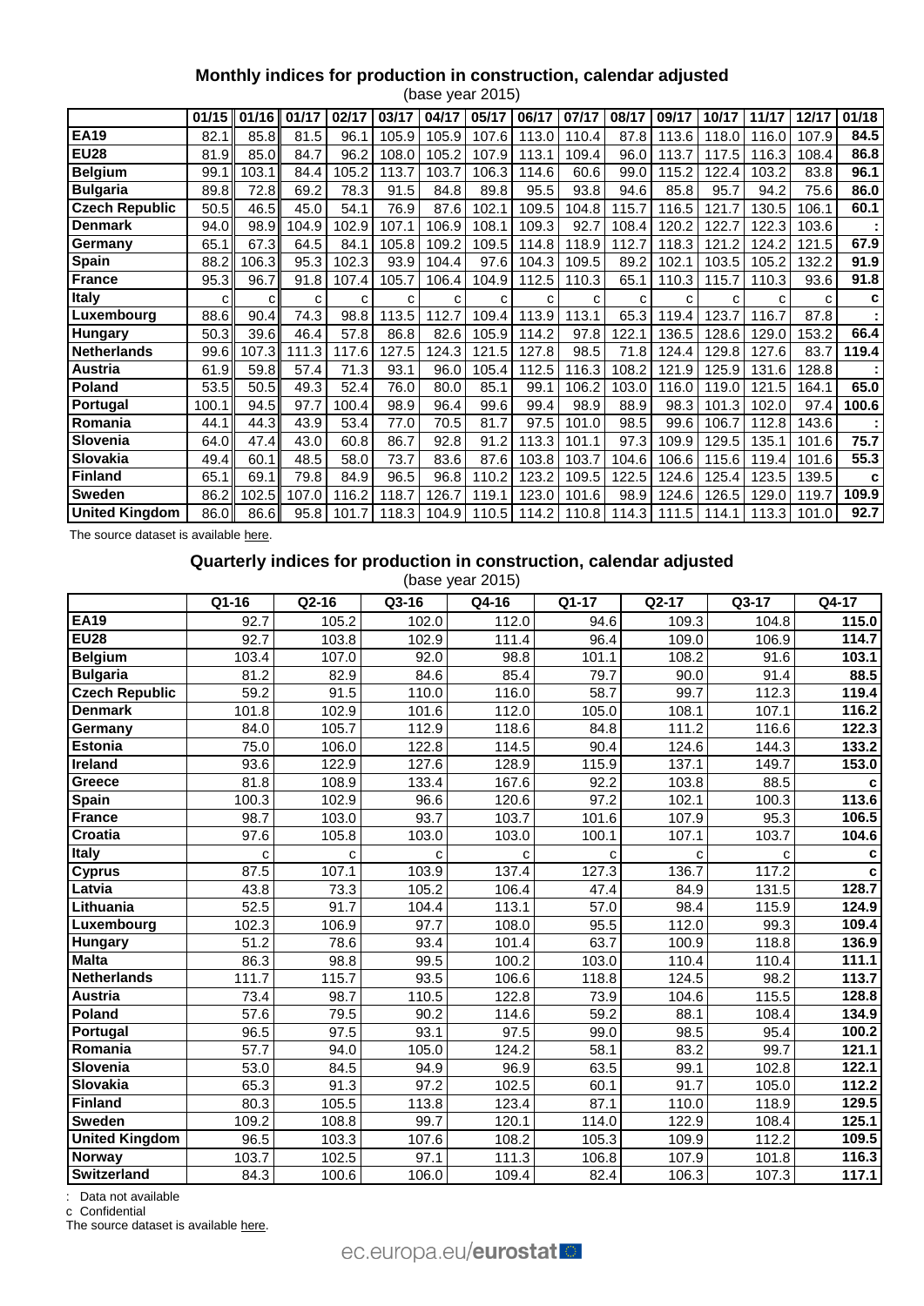## Monthly indices for production in construction, calendar adjusted

(base year 2015)

| | 01/15 | 01/16 | 01/17 | 02/17 | 03/17 | 04/17 | 05/17 | 06/17 | 07/17 | 08/17 | 09/17 | 10/17 | 11/17 | 12/17 | 01/18 |
|---|---|---|---|---|---|---|---|---|---|---|---|---|---|---|---|
| **EA19** | 82.1 | 85.8 | 81.5 | 96.1 | 105.9 | 105.9 | 107.6 | 113.0 | 110.4 | 87.8 | 113.6 | 118.0 | 116.0 | 107.9 | **84.5** |
| **EU28** | 81.9 | 85.0 | 84.7 | 96.2 | 108.0 | 105.2 | 107.9 | 113.1 | 109.4 | 96.0 | 113.7 | 117.5 | 116.3 | 108.4 | **86.8** |
| **Belgium** | 99.1 | 103.1 | 84.4 | 105.2 | 113.7 | 103.7 | 106.3 | 114.6 | 60.6 | 99.0 | 115.2 | 122.4 | 103.2 | 83.8 | **96.1** |
| **Bulgaria** | 89.8 | 72.8 | 69.2 | 78.3 | 91.5 | 84.8 | 89.8 | 95.5 | 93.8 | 94.6 | 85.8 | 95.7 | 94.2 | 75.6 | **86.0** |
| **Czech Republic** | 50.5 | 46.5 | 45.0 | 54.1 | 76.9 | 87.6 | 102.1 | 109.5 | 104.8 | 115.7 | 116.5 | 121.7 | 130.5 | 106.1 | **60.1** |
| **Denmark** | 94.0 | 98.9 | 104.9 | 102.9 | 107.1 | 106.9 | 108.1 | 109.3 | 92.7 | 108.4 | 120.2 | 122.7 | 122.3 | 103.6 | **:** |
| **Germany** | 65.1 | 67.3 | 64.5 | 84.1 | 105.8 | 109.2 | 109.5 | 114.8 | 118.9 | 112.7 | 118.3 | 121.2 | 124.2 | 121.5 | **67.9** |
| **Spain** | 88.2 | 106.3 | 95.3 | 102.3 | 93.9 | 104.4 | 97.6 | 104.3 | 109.5 | 89.2 | 102.1 | 103.5 | 105.2 | 132.2 | **91.9** |
| **France** | 95.3 | 96.7 | 91.8 | 107.4 | 105.7 | 106.4 | 104.9 | 112.5 | 110.3 | 65.1 | 110.3 | 115.7 | 110.3 | 93.6 | **91.8** |
| **Italy** | c | c | c | c | c | c | c | c | c | c | c | c | c | c | **c** |
| **Luxembourg** | 88.6 | 90.4 | 74.3 | 98.8 | 113.5 | 112.7 | 109.4 | 113.9 | 113.1 | 65.3 | 119.4 | 123.7 | 116.7 | 87.8 | **:** |
| **Hungary** | 50.3 | 39.6 | 46.4 | 57.8 | 86.8 | 82.6 | 105.9 | 114.2 | 97.8 | 122.1 | 136.5 | 128.6 | 129.0 | 153.2 | **66.4** |
| **Netherlands** | 99.6 | 107.3 | 111.3 | 117.6 | 127.5 | 124.3 | 121.5 | 127.8 | 98.5 | 71.8 | 124.4 | 129.8 | 127.6 | 83.7 | **119.4** |
| **Austria** | 61.9 | 59.8 | 57.4 | 71.3 | 93.1 | 96.0 | 105.4 | 112.5 | 116.3 | 108.2 | 121.9 | 125.9 | 131.6 | 128.8 | **:** |
| **Poland** | 53.5 | 50.5 | 49.3 | 52.4 | 76.0 | 80.0 | 85.1 | 99.1 | 106.2 | 103.0 | 116.0 | 119.0 | 121.5 | 164.1 | **65.0** |
| **Portugal** | 100.1 | 94.5 | 97.7 | 100.4 | 98.9 | 96.4 | 99.6 | 99.4 | 98.9 | 88.9 | 98.3 | 101.3 | 102.0 | 97.4 | **100.6** |
| **Romania** | 44.1 | 44.3 | 43.9 | 53.4 | 77.0 | 70.5 | 81.7 | 97.5 | 101.0 | 98.5 | 99.6 | 106.7 | 112.8 | 143.6 | **:** |
| **Slovenia** | 64.0 | 47.4 | 43.0 | 60.8 | 86.7 | 92.8 | 91.2 | 113.3 | 101.1 | 97.3 | 109.9 | 129.5 | 135.1 | 101.6 | **75.7** |
| **Slovakia** | 49.4 | 60.1 | 48.5 | 58.0 | 73.7 | 83.6 | 87.6 | 103.8 | 103.7 | 104.6 | 106.6 | 115.6 | 119.4 | 101.6 | **55.3** |
| **Finland** | 65.1 | 69.1 | 79.8 | 84.9 | 96.5 | 96.8 | 110.2 | 123.2 | 109.5 | 122.5 | 124.6 | 125.4 | 123.5 | 139.5 | **c** |
| **Sweden** | 86.2 | 102.5 | 107.0 | 116.2 | 118.7 | 126.7 | 119.1 | 123.0 | 101.6 | 98.9 | 124.6 | 126.5 | 129.0 | 119.7 | **109.9** |
| **United Kingdom** | 86.0 | 86.6 | 95.8 | 101.7 | 118.3 | 104.9 | 110.5 | 114.2 | 110.8 | 114.3 | 111.5 | 114.1 | 113.3 | 101.0 | **92.7** |

The source dataset is available here.

## Quarterly indices for production in construction, calendar adjusted

(base year 2015)

| | Q1-16 | Q2-16 | Q3-16 | Q4-16 | Q1-17 | Q2-17 | Q3-17 | Q4-17 |
|---|---|---|---|---|---|---|---|---|
| **EA19** | 92.7 | 105.2 | 102.0 | 112.0 | 94.6 | 109.3 | 104.8 | **115.0** |
| **EU28** | 92.7 | 103.8 | 102.9 | 111.4 | 96.4 | 109.0 | 106.9 | **114.7** |
| **Belgium** | 103.4 | 107.0 | 92.0 | 98.8 | 101.1 | 108.2 | 91.6 | **103.1** |
| **Bulgaria** | 81.2 | 82.9 | 84.6 | 85.4 | 79.7 | 90.0 | 91.4 | **88.5** |
| **Czech Republic** | 59.2 | 91.5 | 110.0 | 116.0 | 58.7 | 99.7 | 112.3 | **119.4** |
| **Denmark** | 101.8 | 102.9 | 101.6 | 112.0 | 105.0 | 108.1 | 107.1 | **116.2** |
| **Germany** | 84.0 | 105.7 | 112.9 | 118.6 | 84.8 | 111.2 | 116.6 | **122.3** |
| **Estonia** | 75.0 | 106.0 | 122.8 | 114.5 | 90.4 | 124.6 | 144.3 | **133.2** |
| **Ireland** | 93.6 | 122.9 | 127.6 | 128.9 | 115.9 | 137.1 | 149.7 | **153.0** |
| **Greece** | 81.8 | 108.9 | 133.4 | 167.6 | 92.2 | 103.8 | 88.5 | **c** |
| **Spain** | 100.3 | 102.9 | 96.6 | 120.6 | 97.2 | 102.1 | 100.3 | **113.6** |
| **France** | 98.7 | 103.0 | 93.7 | 103.7 | 101.6 | 107.9 | 95.3 | **106.5** |
| **Croatia** | 97.6 | 105.8 | 103.0 | 103.0 | 100.1 | 107.1 | 103.7 | **104.6** |
| **Italy** | c | c | c | c | c | c | c | **c** |
| **Cyprus** | 87.5 | 107.1 | 103.9 | 137.4 | 127.3 | 136.7 | 117.2 | **c** |
| **Latvia** | 43.8 | 73.3 | 105.2 | 106.4 | 47.4 | 84.9 | 131.5 | **128.7** |
| **Lithuania** | 52.5 | 91.7 | 104.4 | 113.1 | 57.0 | 98.4 | 115.9 | **124.9** |
| **Luxembourg** | 102.3 | 106.9 | 97.7 | 108.0 | 95.5 | 112.0 | 99.3 | **109.4** |
| **Hungary** | 51.2 | 78.6 | 93.4 | 101.4 | 63.7 | 100.9 | 118.8 | **136.9** |
| **Malta** | 86.3 | 98.8 | 99.5 | 100.2 | 103.0 | 110.4 | 110.4 | **111.1** |
| **Netherlands** | 111.7 | 115.7 | 93.5 | 106.6 | 118.8 | 124.5 | 98.2 | **113.7** |
| **Austria** | 73.4 | 98.7 | 110.5 | 122.8 | 73.9 | 104.6 | 115.5 | **128.8** |
| **Poland** | 57.6 | 79.5 | 90.2 | 114.6 | 59.2 | 88.1 | 108.4 | **134.9** |
| **Portugal** | 96.5 | 97.5 | 93.1 | 97.5 | 99.0 | 98.5 | 95.4 | **100.2** |
| **Romania** | 57.7 | 94.0 | 105.0 | 124.2 | 58.1 | 83.2 | 99.7 | **121.1** |
| **Slovenia** | 53.0 | 84.5 | 94.9 | 96.9 | 63.5 | 99.1 | 102.8 | **122.1** |
| **Slovakia** | 65.3 | 91.3 | 97.2 | 102.5 | 60.1 | 91.7 | 105.0 | **112.2** |
| **Finland** | 80.3 | 105.5 | 113.8 | 123.4 | 87.1 | 110.0 | 118.9 | **129.5** |
| **Sweden** | 109.2 | 108.8 | 99.7 | 120.1 | 114.0 | 122.9 | 108.4 | **125.1** |
| **United Kingdom** | 96.5 | 103.3 | 107.6 | 108.2 | 105.3 | 109.9 | 112.2 | **109.5** |
| **Norway** | 103.7 | 102.5 | 97.1 | 111.3 | 106.8 | 107.9 | 101.8 | **116.3** |
| **Switzerland** | 84.3 | 100.6 | 106.0 | 109.4 | 82.4 | 106.3 | 107.3 | **117.1** |

: Data not available

c Confidential

The source dataset is available here.

ec.europa.eu/eurostat